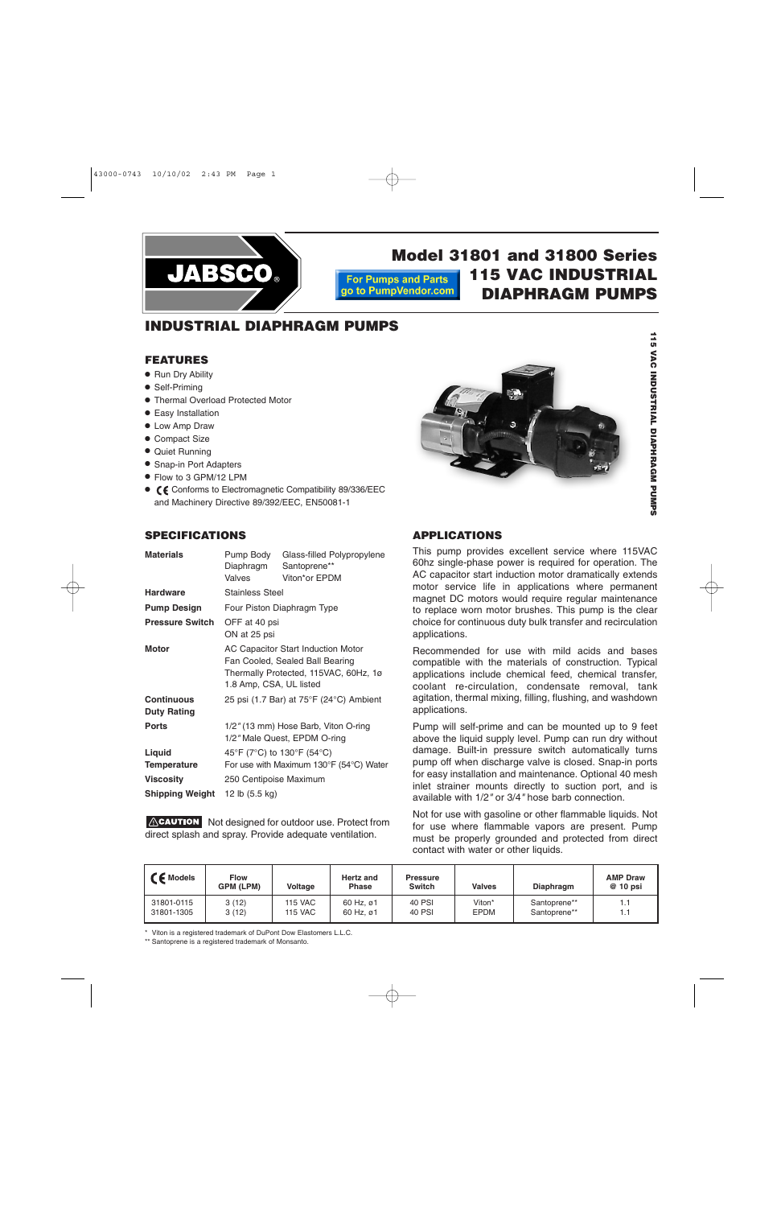# Model 31801 and 31800 Series 115 VAC INDUSTRIAL DIAPHRAGM PUMPS

JABSCO®

For Pumps and Parts go to PumpVendor.com

## INDUSTRIAL DIAPHRAGM PUMPS

### FEATURES

- Run Dry Ability
- Self-Priming
- Thermal Overload Protected Motor
- Easy Installation
- Low Amp Draw
- Compact Size
- Quiet Running
- Snap-in Port Adapters
- Flow to 3 GPM/12 LPM
- CE Conforms to Electromagnetic Compatibility 89/336/EEC and Machinery Directive 89/392/EEC, EN50081-1

### SPECIFICATIONS

| | |
|---|---|
| **Materials** | Pump Body: Glass-filled Polypropylene<br>Diaphragm: Santoprene**<br>Valves: Viton* or EPDM |
| **Hardware** | Stainless Steel |
| **Pump Design** | Four Piston Diaphragm Type |
| **Pressure Switch** | OFF at 40 psi<br>ON at 25 psi |
| **Motor** | AC Capacitor Start Induction Motor<br>Fan Cooled, Sealed Ball Bearing<br>Thermally Protected, 115VAC, 60Hz, 1ø<br>1.8 Amp, CSA, UL listed |
| **Continuous Duty Rating** | 25 psi (1.7 Bar) at 75°F (24°C) Ambient |
| **Ports** | 1/2" (13 mm) Hose Barb, Viton O-ring<br>1/2" Male Quest, EPDM O-ring |
| **Liquid Temperature** | 45°F (7°C) to 130°F (54°C)<br>For use with Maximum 130°F (54°C) Water |
| **Viscosity** | 250 Centipoise Maximum |
| **Shipping Weight** | 12 lb (5.5 kg) |

**⚠CAUTION** Not designed for outdoor use. Protect from direct splash and spray. Provide adequate ventilation.

### APPLICATIONS

This pump provides excellent service where 115VAC 60hz single-phase power is required for operation. The AC capacitor start induction motor dramatically extends motor service life in applications where permanent magnet DC motors would require regular maintenance to replace worn motor brushes. This pump is the clear choice for continuous duty bulk transfer and recirculation applications.

Recommended for use with mild acids and bases compatible with the materials of construction. Typical applications include chemical feed, chemical transfer, coolant re-circulation, condensate removal, tank agitation, thermal mixing, filling, flushing, and washdown applications.

Pump will self-prime and can be mounted up to 9 feet above the liquid supply level. Pump can run dry without damage. Built-in pressure switch automatically turns pump off when discharge valve is closed. Snap-in ports for easy installation and maintenance. Optional 40 mesh inlet strainer mounts directly to suction port, and is available with 1/2" or 3/4" hose barb connection.

Not for use with gasoline or other flammable liquids. Not for use where flammable vapors are present. Pump must be properly grounded and protected from direct contact with water or other liquids.

| CE Models | Flow GPM (LPM) | Voltage | Hertz and Phase | Pressure Switch | Valves | Diaphragm | AMP Draw @ 10 psi |
|---|---|---|---|---|---|---|---|
| 31801-0115 | 3 (12) | 115 VAC | 60 Hz, ø1 | 40 PSI | Viton* | Santoprene** | 1.1 |
| 31801-1305 | 3 (12) | 115 VAC | 60 Hz, ø1 | 40 PSI | EPDM | Santoprene** | 1.1 |

\* Viton is a registered trademark of DuPont Dow Elastomers L.L.C.

** Santoprene is a registered trademark of Monsanto.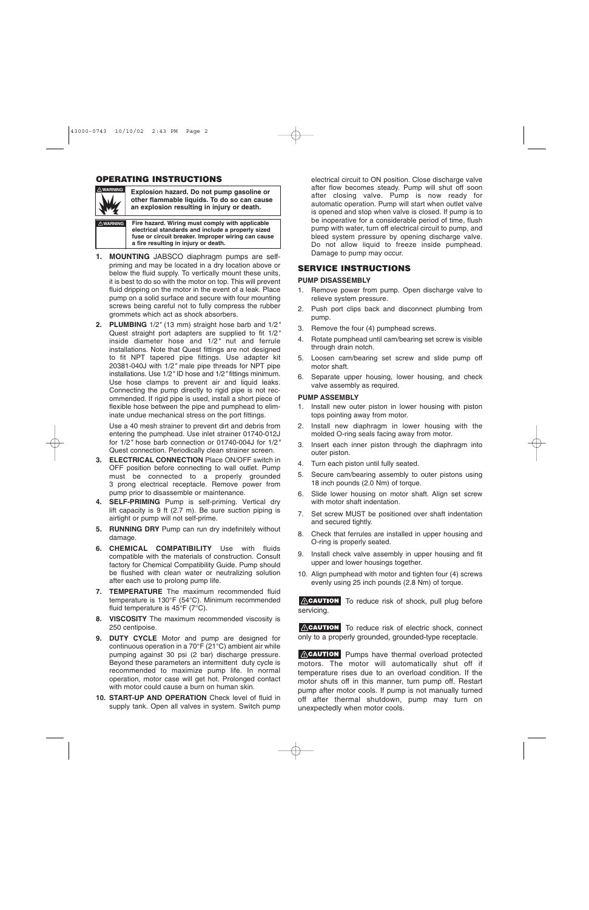## OPERATING INSTRUCTIONS

⚠WARNING **Explosion hazard. Do not pump gasoline or other flammable liquids. To do so can cause an explosion resulting in injury or death.**

⚠WARNING **Fire hazard. Wiring must comply with applicable electrical standards and include a properly sized fuse or circuit breaker. Improper wiring can cause a fire resulting in injury or death.**

1. **MOUNTING** JABSCO diaphragm pumps are self-priming and may be located in a dry location above or below the fluid supply. To vertically mount these units, it is best to do so with the motor on top. This will prevent fluid dripping on the motor in the event of a leak. Place pump on a solid surface and secure with four mounting screws being careful not to fully compress the rubber grommets which act as shock absorbers.
2. **PLUMBING** 1/2″ (13 mm) straight hose barb and 1/2″ Quest straight port adapters are supplied to fit 1/2″ inside diameter hose and 1/2″ nut and ferrule installations. Note that Quest fittings are not designed to fit NPT tapered pipe fittings. Use adapter kit 20381-040J with 1/2″ male pipe threads for NPT pipe installations. Use 1/2″ ID hose and 1/2″ fittings minimum. Use hose clamps to prevent air and liquid leaks. Connecting the pump directly to rigid pipe is not recommended. If rigid pipe is used, install a short piece of flexible hose between the pipe and pumphead to eliminate undue mechanical stress on the port fittings.

   Use a 40 mesh strainer to prevent dirt and debris from entering the pumphead. Use inlet strainer 01740-012J for 1/2″ hose barb connection or 01740-004J for 1/2″ Quest connection. Periodically clean strainer screen.
3. **ELECTRICAL CONNECTION** Place ON/OFF switch in OFF position before connecting to wall outlet. Pump must be connected to a properly grounded 3 prong electrical receptacle. Remove power from pump prior to disassemble or maintenance.
4. **SELF-PRIMING** Pump is self-priming. Vertical dry lift capacity is 9 ft (2.7 m). Be sure suction piping is airtight or pump will not self-prime.
5. **RUNNING DRY** Pump can run dry indefinitely without damage.
6. **CHEMICAL COMPATIBILITY** Use with fluids compatible with the materials of construction. Consult factory for Chemical Compatibility Guide. Pump should be flushed with clean water or neutralizing solution after each use to prolong pump life.
7. **TEMPERATURE** The maximum recommended fluid temperature is 130°F (54°C). Minimum recommended fluid temperature is 45°F (7°C).
8. **VISCOSITY** The maximum recommended viscosity is 250 centipoise.
9. **DUTY CYCLE** Motor and pump are designed for continuous operation in a 70°F (21°C) ambient air while pumping against 30 psi (2 bar) discharge pressure. Beyond these parameters an intermittent duty cycle is recommended to maximize pump life. In normal operation, motor case will get hot. Prolonged contact with motor could cause a burn on human skin.
10. **START-UP AND OPERATION** Check level of fluid in supply tank. Open all valves in system. Switch pump electrical circuit to ON position. Close discharge valve after flow becomes steady. Pump will shut off soon after closing valve. Pump is now ready for automatic operation. Pump will start when outlet valve is opened and stop when valve is closed. If pump is to be inoperative for a considerable period of time, flush pump with water, turn off electrical circuit to pump, and bleed system pressure by opening discharge valve. Do not allow liquid to freeze inside pumphead. Damage to pump may occur.

## SERVICE INSTRUCTIONS

### PUMP DISASSEMBLY

1. Remove power from pump. Open discharge valve to relieve system pressure.
2. Push port clips back and disconnect plumbing from pump.
3. Remove the four (4) pumphead screws.
4. Rotate pumphead until cam/bearing set screw is visible through drain notch.
5. Loosen cam/bearing set screw and slide pump off motor shaft.
6. Separate upper housing, lower housing, and check valve assembly as required.

### PUMP ASSEMBLY

1. Install new outer piston in lower housing with piston tops pointing away from motor.
2. Install new diaphragm in lower housing with the molded O-ring seals facing away from motor.
3. Insert each inner piston through the diaphragm into outer piston.
4. Turn each piston until fully seated.
5. Secure cam/bearing assembly to outer pistons using 18 inch pounds (2.0 Nm) of torque.
6. Slide lower housing on motor shaft. Align set screw with motor shaft indentation.
7. Set screw MUST be positioned over shaft indentation and secured tightly.
8. Check that ferrules are installed in upper housing and O-ring is properly seated.
9. Install check valve assembly in upper housing and fit upper and lower housings together.
10. Align pumphead with motor and tighten four (4) screws evenly using 25 inch pounds (2.8 Nm) of torque.

**⚠CAUTION** To reduce risk of shock, pull plug before servicing.

**⚠CAUTION** To reduce risk of electric shock, connect only to a properly grounded, grounded-type receptacle.

**⚠CAUTION** Pumps have thermal overload protected motors. The motor will automatically shut off if temperature rises due to an overload condition. If the motor shuts off in this manner, turn pump off. Restart pump after motor cools. If pump is not manually turned off after thermal shutdown, pump may turn on unexpectedly when motor cools.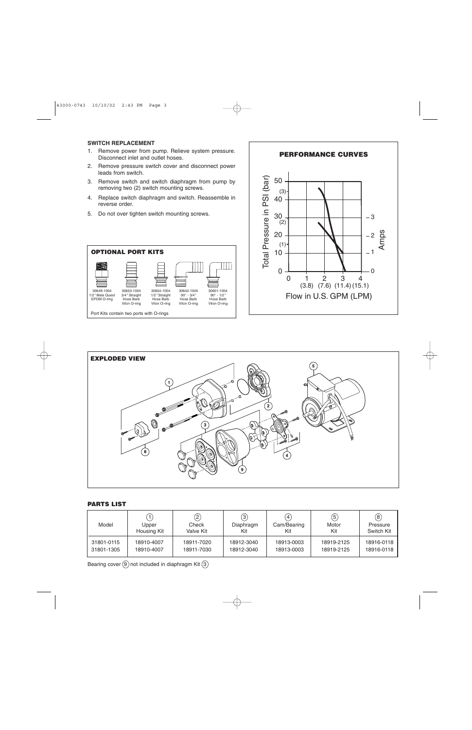### SWITCH REPLACEMENT

1. Remove power from pump. Relieve system pressure. Disconnect inlet and outlet hoses.
2. Remove pressure switch cover and disconnect power leads from switch.
3. Remove switch and switch diaphragm from pump by removing two (2) switch mounting screws.
4. Replace switch diaphragm and switch. Reassemble in reverse order.
5. Do not over tighten switch mounting screws.

### OPTIONAL PORT KITS

| 30649-1004 | 30653-1004 | 30654-1004 | 30642-1004 | 30651-1004 |
|---|---|---|---|---|
| 1/2" Male Quest EPDM O-ring | 3/4" Straight Hose Barb Viton O-ring | 1/2" Straight Hose Barb Viton O-ring | 90° - 3/4" Hose Barb Viton O-ring | 90° - 1/2" Hose Barb Viton O-ring |

Port Kits contain two ports with O-rings

### PERFORMANCE CURVES

Total Pressure in PSI (bar): 0, 10, 20, 30, 40, 50 ((1), (2), (3))

Amps: 0, 1, 2, 3

Flow in U.S. GPM (LPM): 0, 1 (3.8), 2 (7.6), 3 (11.4), 4 (15.1)

### EXPLODED VIEW

### PARTS LIST

| Model | ① Upper Housing Kit | ② Check Valve Kit | ③ Diaphragm Kit | ④ Cam/Bearing Kit | ⑤ Motor Kit | ⑧ Pressure Switch Kit |
|---|---|---|---|---|---|---|
| 31801-0115 | 18910-4007 | 18911-7020 | 18912-3040 | 18913-0003 | 18919-2125 | 18916-0118 |
| 31801-1305 | 18910-4007 | 18911-7030 | 18912-3040 | 18913-0003 | 18919-2125 | 18916-0118 |

Bearing cover ⑨ not included in diaphragm Kit ③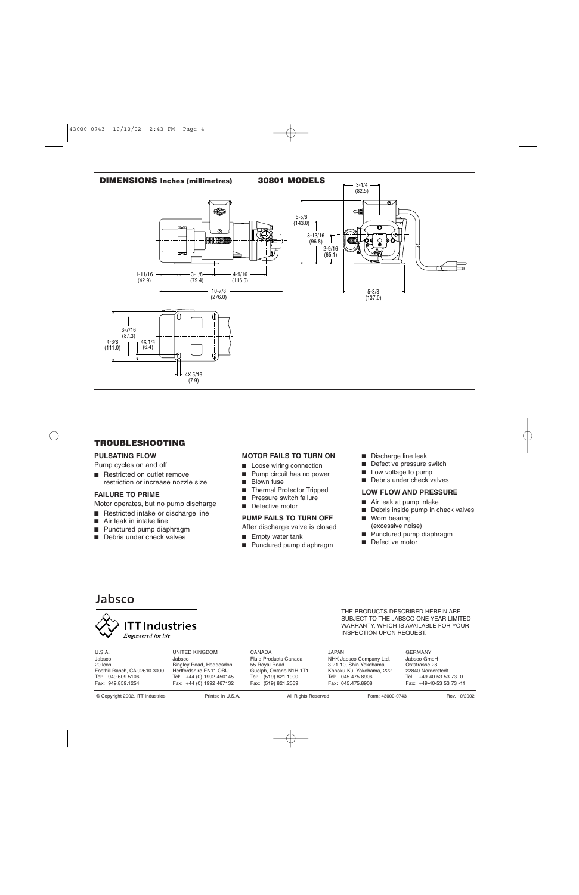## DIMENSIONS Inches (millimetres) 30801 MODELS

3-1/4
(82.5)

5-5/8
(143.0)

3-13/16
(96.8)

2-9/16
(65.1)

1-11/16
(42.9)

3-1/8
(79.4)

4-9/16
(116.0)

10-7/8
(276.0)

5-3/8
(137.0)

3-7/16
(87.3)

4-3/8
(111.0)

4X 1/4
(6.4)

4X 5/16
(7.9)

## TROUBLESHOOTING

### PULSATING FLOW

Pump cycles on and off

- Restricted on outlet remove restriction or increase nozzle size

### FAILURE TO PRIME

Motor operates, but no pump discharge

- Restricted intake or discharge line
- Air leak in intake line
- Punctured pump diaphragm
- Debris under check valves

### MOTOR FAILS TO TURN ON

- Loose wiring connection
- Pump circuit has no power
- Blown fuse
- Thermal Protector Tripped
- Pressure switch failure
- Defective motor

### PUMP FAILS TO TURN OFF

After discharge valve is closed

- Empty water tank
- Punctured pump diaphragm
- Discharge line leak
- Defective pressure switch
- Low voltage to pump
- Debris under check valves

### LOW FLOW AND PRESSURE

- Air leak at pump intake
- Debris inside pump in check valves
- Worn bearing (excessive noise)
- Punctured pump diaphragm
- Defective motor

Jabsco

ITT Industries
*Engineered for life*

THE PRODUCTS DESCRIBED HEREIN ARE SUBJECT TO THE JABSCO ONE YEAR LIMITED WARRANTY, WHICH IS AVAILABLE FOR YOUR INSPECTION UPON REQUEST.

U.S.A.
Jabsco
20 Icon
Foothill Ranch, CA 92610-3000
Tel: 949.609.5106
Fax: 949.859.1254

UNITED KINGDOM
Jabsco
Bingley Road, Hoddesdon
Hertfordshire EN11 OBU
Tel: +44 (0) 1992 450145
Fax: +44 (0) 1992 467132

CANADA
Fluid Products Canada
55 Royal Road
Guelph, Ontario N1H 1T1
Tel: (519) 821.1900
Fax: (519) 821.2569

JAPAN
NHK Jabsco Company Ltd.
3-21-10, Shin-Yokohama
Kohoku-Ku, Yokohama, 222
Tel: 045.475.8906
Fax: 045.475.8908

GERMANY
Jabsco GmbH
Oststrasse 28
22840 Norderstedt
Tel: +49-40-53 53 73 -0
Fax: +49-40-53 53 73 -11

© Copyright 2002, ITT Industries Printed in U.S.A. All Rights Reserved Form: 43000-0743 Rev. 10/2002